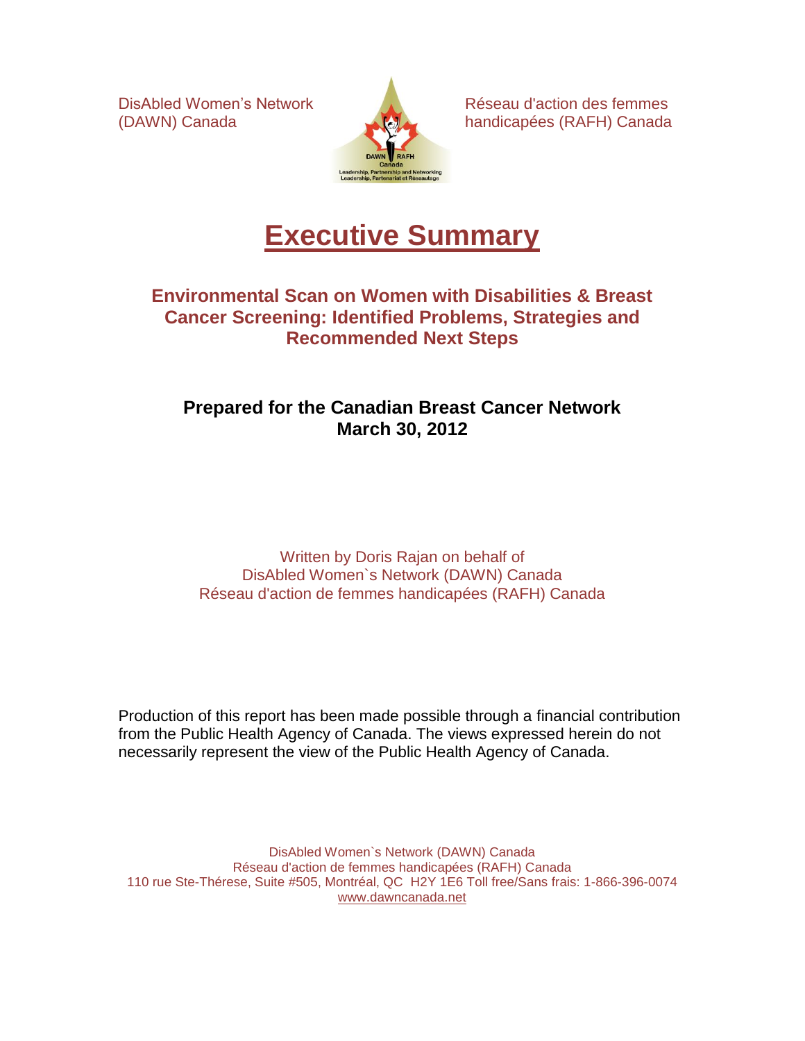DisAbled Women's Network (DAWN) Canada

Réseau d'action des femmes handicapées (RAFH) Canada

# Executive Summary

## Environmental Scan on Women with Disabilities & Breast Cancer Screening: Identified Problems, Strategies and Recommended Next Steps

**Prepared for the Canadian Breast Cancer Network**
**March 30, 2012**

Written by Doris Rajan on behalf of
DisAbled Women`s Network (DAWN) Canada
Réseau d'action de femmes handicapées (RAFH) Canada

Production of this report has been made possible through a financial contribution from the Public Health Agency of Canada. The views expressed herein do not necessarily represent the view of the Public Health Agency of Canada.

DisAbled Women`s Network (DAWN) Canada
Réseau d'action de femmes handicapées (RAFH) Canada
110 rue Ste-Thérese, Suite #505, Montréal, QC H2Y 1E6 Toll free/Sans frais: 1-866-396-0074
www.dawncanada.net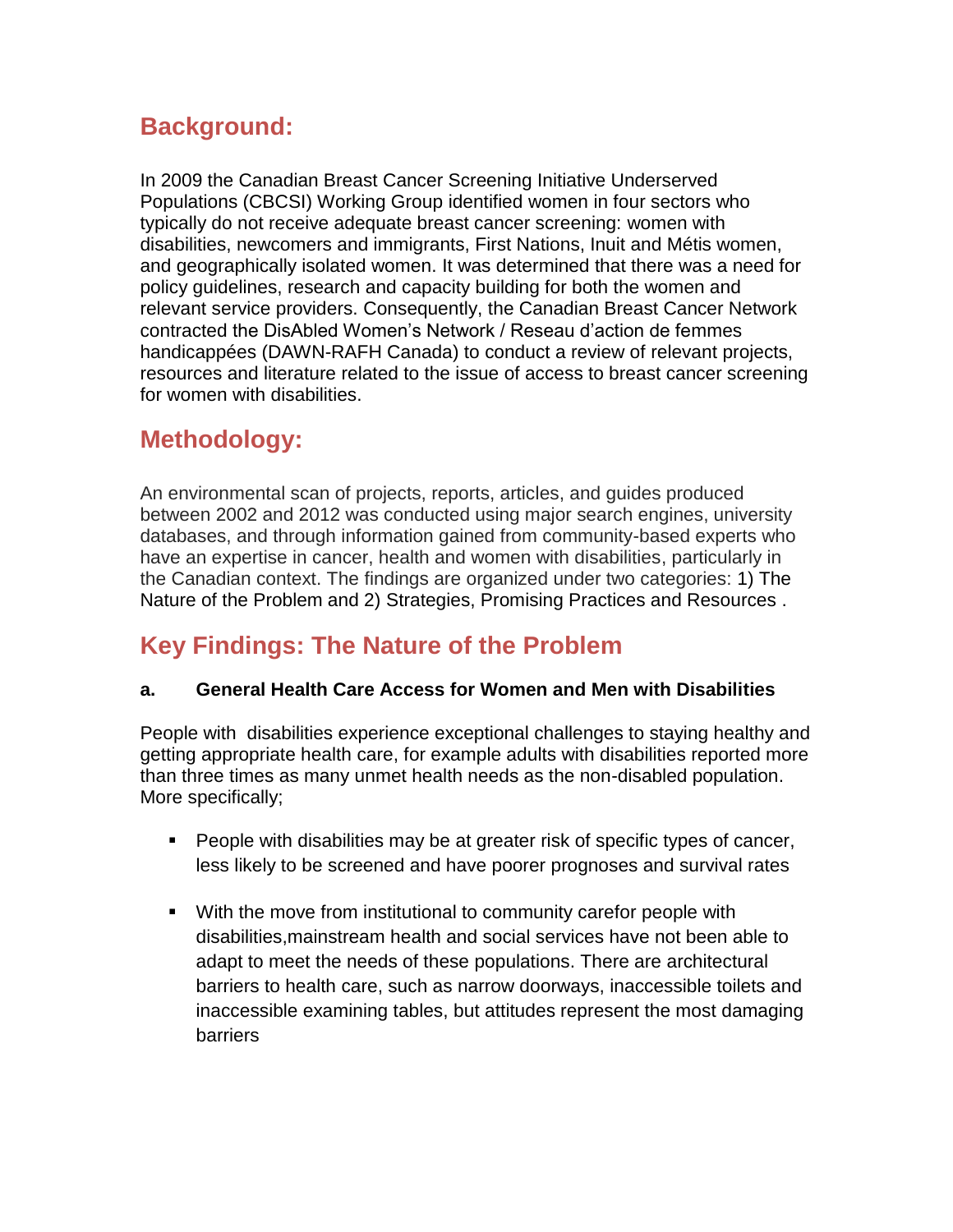## Background:

In 2009 the Canadian Breast Cancer Screening Initiative Underserved Populations (CBCSI) Working Group identified women in four sectors who typically do not receive adequate breast cancer screening: women with disabilities, newcomers and immigrants, First Nations, Inuit and Métis women, and geographically isolated women. It was determined that there was a need for policy guidelines, research and capacity building for both the women and relevant service providers. Consequently, the Canadian Breast Cancer Network contracted the DisAbled Women's Network / Reseau d'action de femmes handicappées (DAWN-RAFH Canada) to conduct a review of relevant projects, resources and literature related to the issue of access to breast cancer screening for women with disabilities.

## Methodology:

An environmental scan of projects, reports, articles, and guides produced between 2002 and 2012 was conducted using major search engines, university databases, and through information gained from community-based experts who have an expertise in cancer, health and women with disabilities, particularly in the Canadian context. The findings are organized under two categories: 1) The Nature of the Problem and 2) Strategies, Promising Practices and Resources .

## Key Findings: The Nature of the Problem

### a. General Health Care Access for Women and Men with Disabilities

People with disabilities experience exceptional challenges to staying healthy and getting appropriate health care, for example adults with disabilities reported more than three times as many unmet health needs as the non-disabled population. More specifically;

- People with disabilities may be at greater risk of specific types of cancer, less likely to be screened and have poorer prognoses and survival rates
- With the move from institutional to community carefor people with disabilities,mainstream health and social services have not been able to adapt to meet the needs of these populations. There are architectural barriers to health care, such as narrow doorways, inaccessible toilets and inaccessible examining tables, but attitudes represent the most damaging barriers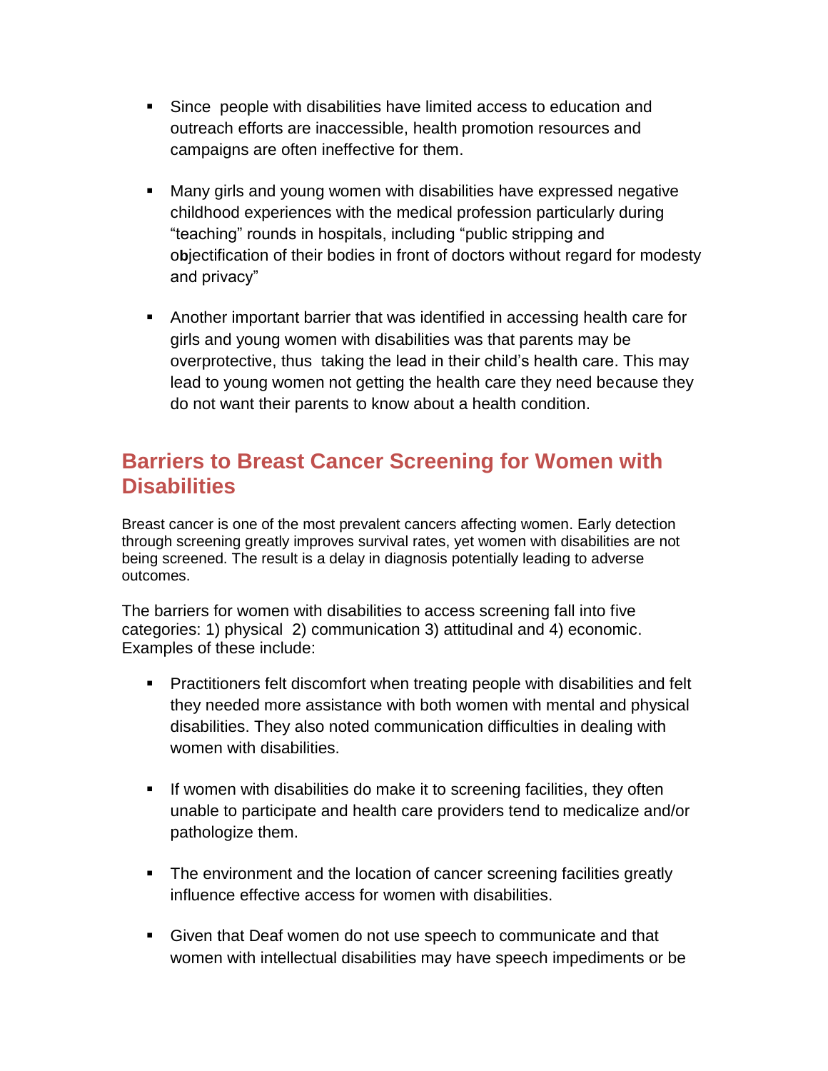- Since  people with disabilities have limited access to education and outreach efforts are inaccessible, health promotion resources and campaigns are often ineffective for them.

- Many girls and young women with disabilities have expressed negative childhood experiences with the medical profession particularly during "teaching" rounds in hospitals, including "public stripping and objectification of their bodies in front of doctors without regard for modesty and privacy"

- Another important barrier that was identified in accessing health care for girls and young women with disabilities was that parents may be overprotective, thus  taking the lead in their child's health care. This may lead to young women not getting the health care they need because they do not want their parents to know about a health condition.

## Barriers to Breast Cancer Screening for Women with Disabilities

Breast cancer is one of the most prevalent cancers affecting women. Early detection through screening greatly improves survival rates, yet women with disabilities are not being screened. The result is a delay in diagnosis potentially leading to adverse outcomes.

The barriers for women with disabilities to access screening fall into five categories: 1) physical  2) communication 3) attitudinal and 4) economic. Examples of these include:

- Practitioners felt discomfort when treating people with disabilities and felt they needed more assistance with both women with mental and physical disabilities. They also noted communication difficulties in dealing with women with disabilities.

- If women with disabilities do make it to screening facilities, they often unable to participate and health care providers tend to medicalize and/or pathologize them.

- The environment and the location of cancer screening facilities greatly influence effective access for women with disabilities.

- Given that Deaf women do not use speech to communicate and that women with intellectual disabilities may have speech impediments or be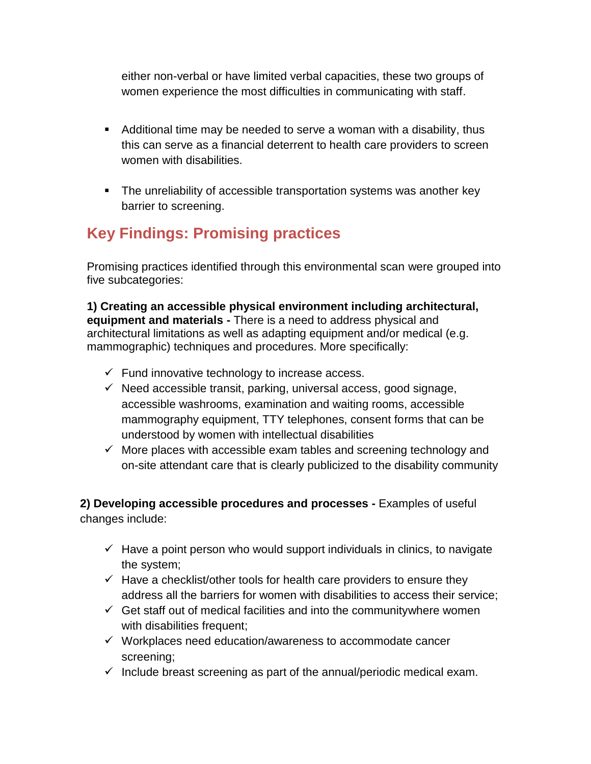either non-verbal or have limited verbal capacities, these two groups of women experience the most difficulties in communicating with staff.

- Additional time may be needed to serve a woman with a disability, thus this can serve as a financial deterrent to health care providers to screen women with disabilities.

- The unreliability of accessible transportation systems was another key barrier to screening.

## Key Findings: Promising practices

Promising practices identified through this environmental scan were grouped into five subcategories:

**1) Creating an accessible physical environment including architectural, equipment and materials -** There is a need to address physical and architectural limitations as well as adapting equipment and/or medical (e.g. mammographic) techniques and procedures. More specifically:

- ✓ Fund innovative technology to increase access.
- ✓ Need accessible transit, parking, universal access, good signage, accessible washrooms, examination and waiting rooms, accessible mammography equipment, TTY telephones, consent forms that can be understood by women with intellectual disabilities
- ✓ More places with accessible exam tables and screening technology and on-site attendant care that is clearly publicized to the disability community

**2) Developing accessible procedures and processes -** Examples of useful changes include:

- ✓ Have a point person who would support individuals in clinics, to navigate the system;
- ✓ Have a checklist/other tools for health care providers to ensure they address all the barriers for women with disabilities to access their service;
- ✓ Get staff out of medical facilities and into the communitywhere women with disabilities frequent;
- ✓ Workplaces need education/awareness to accommodate cancer screening;
- ✓ Include breast screening as part of the annual/periodic medical exam.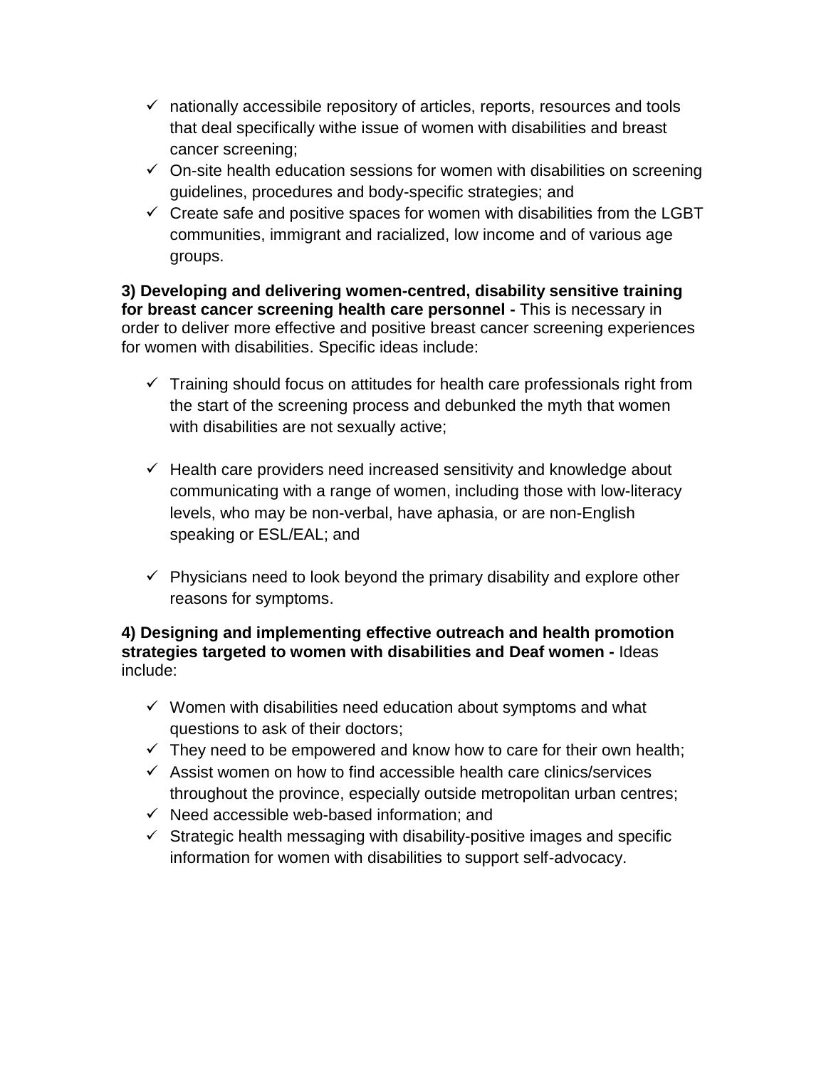- ✓ nationally accessibile repository of articles, reports, resources and tools that deal specifically withe issue of women with disabilities and breast cancer screening;
- ✓ On-site health education sessions for women with disabilities on screening guidelines, procedures and body-specific strategies; and
- ✓ Create safe and positive spaces for women with disabilities from the LGBT communities, immigrant and racialized, low income and of various age groups.

**3) Developing and delivering women-centred, disability sensitive training for breast cancer screening health care personnel -** This is necessary in order to deliver more effective and positive breast cancer screening experiences for women with disabilities. Specific ideas include:

- ✓ Training should focus on attitudes for health care professionals right from the start of the screening process and debunked the myth that women with disabilities are not sexually active;
- ✓ Health care providers need increased sensitivity and knowledge about communicating with a range of women, including those with low-literacy levels, who may be non-verbal, have aphasia, or are non-English speaking or ESL/EAL; and
- ✓ Physicians need to look beyond the primary disability and explore other reasons for symptoms.

**4) Designing and implementing effective outreach and health promotion strategies targeted to women with disabilities and Deaf women -** Ideas include:

- ✓ Women with disabilities need education about symptoms and what questions to ask of their doctors;
- ✓ They need to be empowered and know how to care for their own health;
- ✓ Assist women on how to find accessible health care clinics/services throughout the province, especially outside metropolitan urban centres;
- ✓ Need accessible web-based information; and
- ✓ Strategic health messaging with disability-positive images and specific information for women with disabilities to support self-advocacy.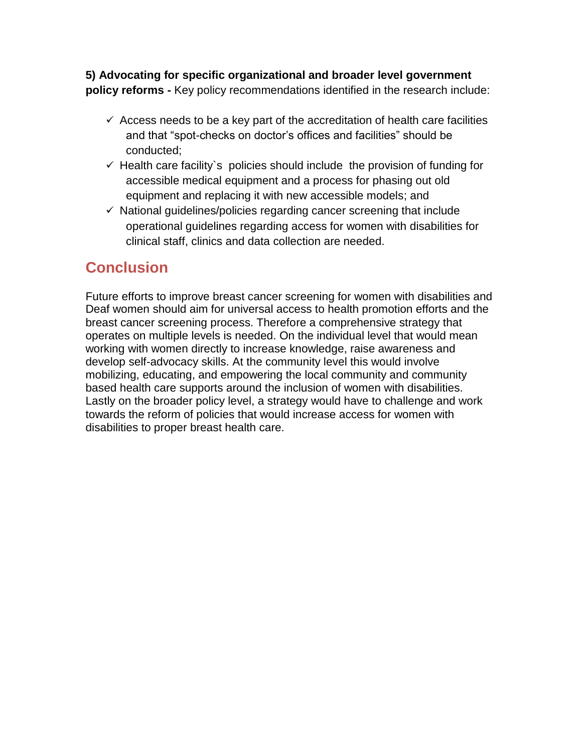**5) Advocating for specific organizational and broader level government policy reforms -** Key policy recommendations identified in the research include:

- ✓ Access needs to be a key part of the accreditation of health care facilities and that "spot-checks on doctor's offices and facilities" should be conducted;
- ✓ Health care facility`s policies should include the provision of funding for accessible medical equipment and a process for phasing out old equipment and replacing it with new accessible models; and
- ✓ National guidelines/policies regarding cancer screening that include operational guidelines regarding access for women with disabilities for clinical staff, clinics and data collection are needed.

## Conclusion

Future efforts to improve breast cancer screening for women with disabilities and Deaf women should aim for universal access to health promotion efforts and the breast cancer screening process. Therefore a comprehensive strategy that operates on multiple levels is needed. On the individual level that would mean working with women directly to increase knowledge, raise awareness and develop self-advocacy skills. At the community level this would involve mobilizing, educating, and empowering the local community and community based health care supports around the inclusion of women with disabilities. Lastly on the broader policy level, a strategy would have to challenge and work towards the reform of policies that would increase access for women with disabilities to proper breast health care.